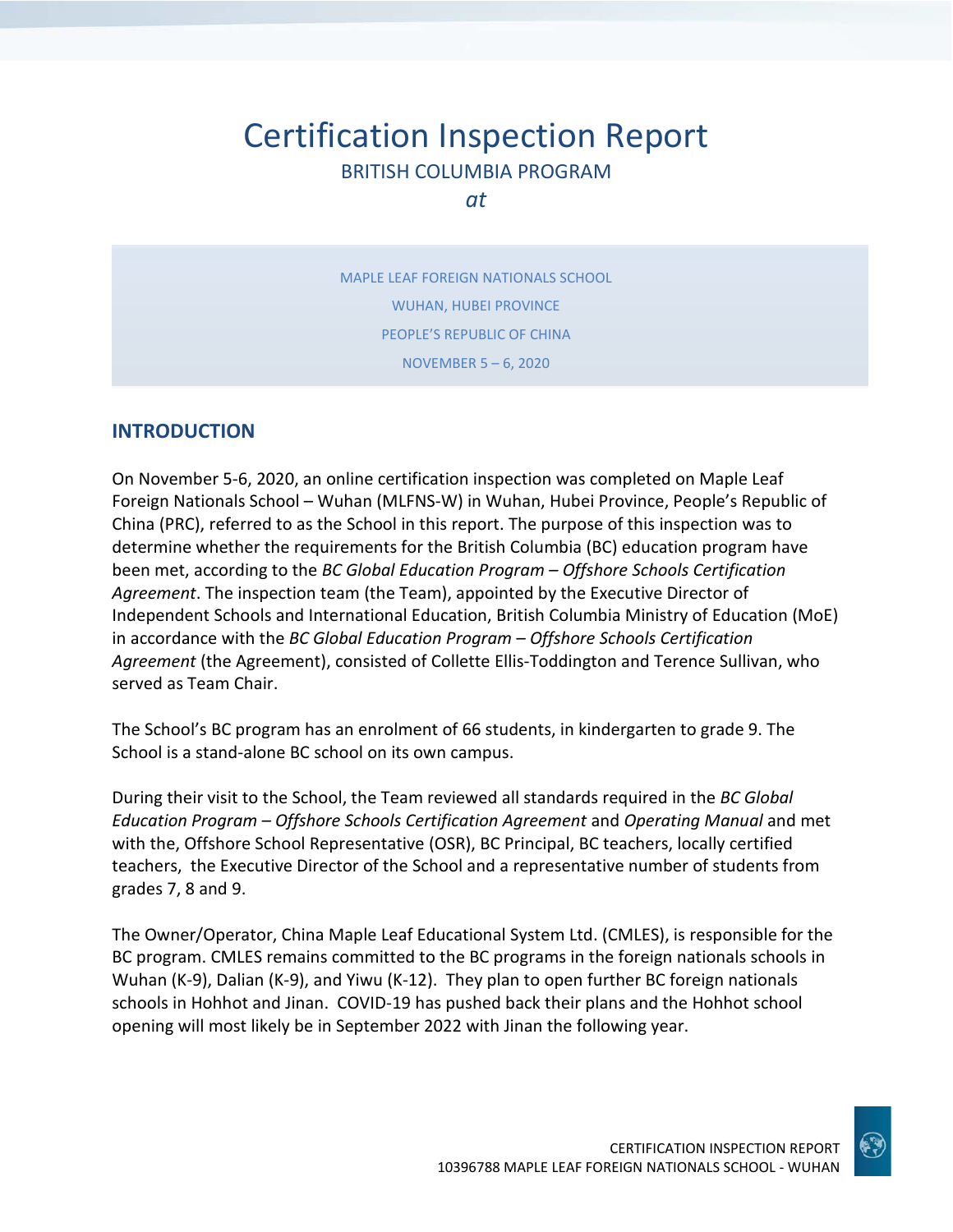# Certification Inspection Report

BRITISH COLUMBIA PROGRAM

*at*

MAPLE LEAF FOREIGN NATIONALS SCHOOL

WUHAN, HUBEI PROVINCE

PEOPLE'S REPUBLIC OF CHINA

NOVEMBER 5 – 6, 2020

## INTRODUCTION

On November 5-6, 2020, an online certification inspection was completed on Maple Leaf Foreign Nationals School – Wuhan (MLFNS-W) in Wuhan, Hubei Province, People's Republic of China (PRC), referred to as the School in this report. The purpose of this inspection was to determine whether the requirements for the British Columbia (BC) education program have been met, according to the *BC Global Education Program – Offshore Schools Certification Agreement*. The inspection team (the Team), appointed by the Executive Director of Independent Schools and International Education, British Columbia Ministry of Education (MoE) in accordance with the *BC Global Education Program – Offshore Schools Certification Agreement* (the Agreement), consisted of Collette Ellis-Toddington and Terence Sullivan, who served as Team Chair.

The School's BC program has an enrolment of 66 students, in kindergarten to grade 9. The School is a stand-alone BC school on its own campus.

During their visit to the School, the Team reviewed all standards required in the *BC Global Education Program – Offshore Schools Certification Agreement* and *Operating Manual* and met with the, Offshore School Representative (OSR), BC Principal, BC teachers, locally certified teachers, the Executive Director of the School and a representative number of students from grades 7, 8 and 9.

The Owner/Operator, China Maple Leaf Educational System Ltd. (CMLES), is responsible for the BC program. CMLES remains committed to the BC programs in the foreign nationals schools in Wuhan (K-9), Dalian (K-9), and Yiwu (K-12). They plan to open further BC foreign nationals schools in Hohhot and Jinan. COVID-19 has pushed back their plans and the Hohhot school opening will most likely be in September 2022 with Jinan the following year.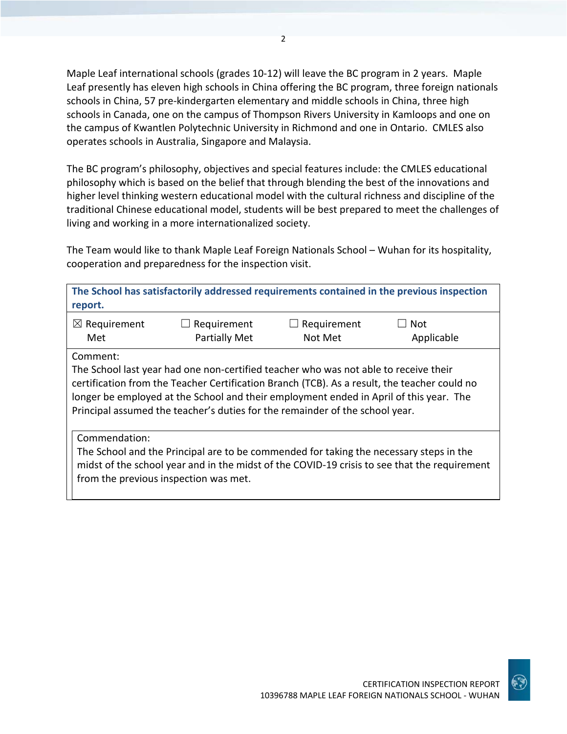Maple Leaf international schools (grades 10-12) will leave the BC program in 2 years. Maple Leaf presently has eleven high schools in China offering the BC program, three foreign nationals schools in China, 57 pre-kindergarten elementary and middle schools in China, three high schools in Canada, one on the campus of Thompson Rivers University in Kamloops and one on the campus of Kwantlen Polytechnic University in Richmond and one in Ontario. CMLES also operates schools in Australia, Singapore and Malaysia.

The BC program's philosophy, objectives and special features include: the CMLES educational philosophy which is based on the belief that through blending the best of the innovations and higher level thinking western educational model with the cultural richness and discipline of the traditional Chinese educational model, students will be best prepared to meet the challenges of living and working in a more internationalized society.

The Team would like to thank Maple Leaf Foreign Nationals School – Wuhan for its hospitality, cooperation and preparedness for the inspection visit.

**The School has satisfactorily addressed requirements contained in the previous inspection report.**

| ☒ Requirement Met | ☐ Requirement Partially Met | ☐ Requirement Not Met | ☐ Not Applicable |
|---|---|---|---|

Comment:
The School last year had one non-certified teacher who was not able to receive their certification from the Teacher Certification Branch (TCB). As a result, the teacher could no longer be employed at the School and their employment ended in April of this year. The Principal assumed the teacher's duties for the remainder of the school year.

Commendation:
The School and the Principal are to be commended for taking the necessary steps in the midst of the school year and in the midst of the COVID-19 crisis to see that the requirement from the previous inspection was met.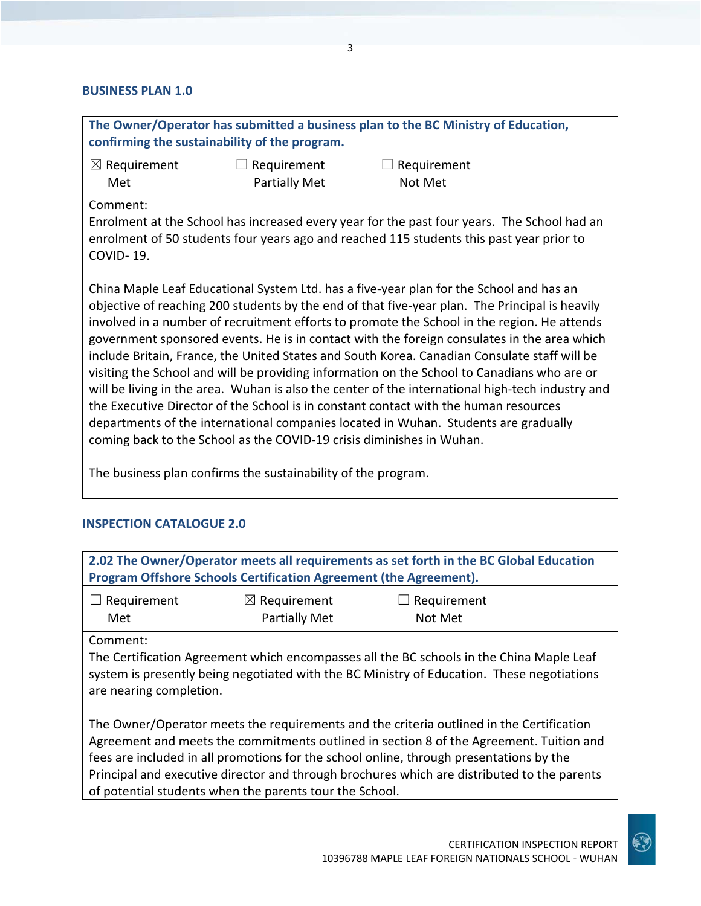## BUSINESS PLAN 1.0

| The Owner/Operator has submitted a business plan to the BC Ministry of Education, confirming the sustainability of the program. | | |
|---|---|---|
| ☒ Requirement Met | ☐ Requirement Partially Met | ☐ Requirement Not Met |

Comment:

Enrolment at the School has increased every year for the past four years. The School had an enrolment of 50 students four years ago and reached 115 students this past year prior to COVID- 19.

China Maple Leaf Educational System Ltd. has a five-year plan for the School and has an objective of reaching 200 students by the end of that five-year plan. The Principal is heavily involved in a number of recruitment efforts to promote the School in the region. He attends government sponsored events. He is in contact with the foreign consulates in the area which include Britain, France, the United States and South Korea. Canadian Consulate staff will be visiting the School and will be providing information on the School to Canadians who are or will be living in the area. Wuhan is also the center of the international high-tech industry and the Executive Director of the School is in constant contact with the human resources departments of the international companies located in Wuhan. Students are gradually coming back to the School as the COVID-19 crisis diminishes in Wuhan.

The business plan confirms the sustainability of the program.

## INSPECTION CATALOGUE 2.0

| 2.02 The Owner/Operator meets all requirements as set forth in the BC Global Education Program Offshore Schools Certification Agreement (the Agreement). | | |
|---|---|---|
| ☐ Requirement Met | ☒ Requirement Partially Met | ☐ Requirement Not Met |

Comment:

The Certification Agreement which encompasses all the BC schools in the China Maple Leaf system is presently being negotiated with the BC Ministry of Education. These negotiations are nearing completion.

The Owner/Operator meets the requirements and the criteria outlined in the Certification Agreement and meets the commitments outlined in section 8 of the Agreement. Tuition and fees are included in all promotions for the school online, through presentations by the Principal and executive director and through brochures which are distributed to the parents of potential students when the parents tour the School.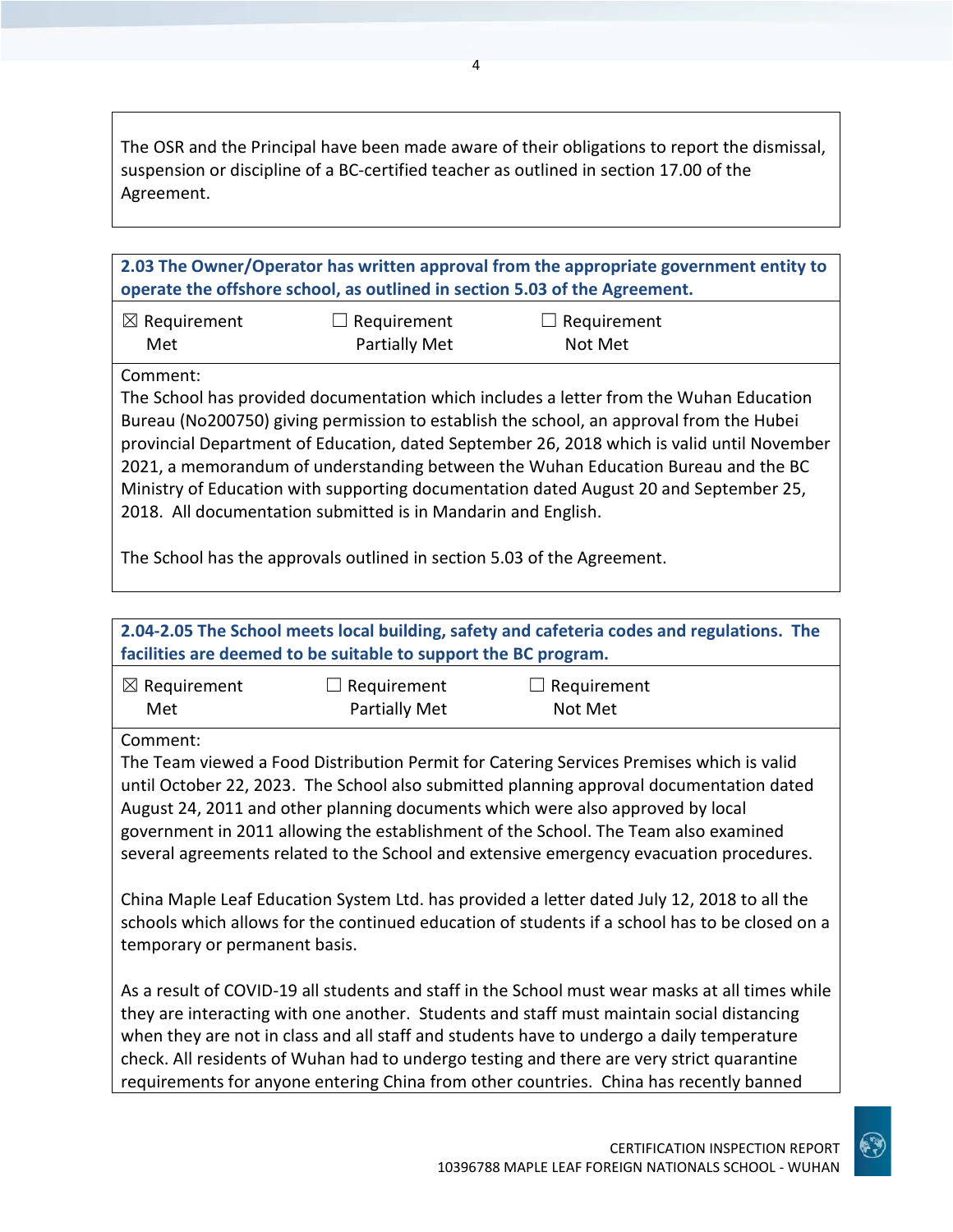The OSR and the Principal have been made aware of their obligations to report the dismissal, suspension or discipline of a BC-certified teacher as outlined in section 17.00 of the Agreement.

**2.03 The Owner/Operator has written approval from the appropriate government entity to operate the offshore school, as outlined in section 5.03 of the Agreement.**

| ☒ Requirement Met | ☐ Requirement Partially Met | ☐ Requirement Not Met |
|---|---|---|

Comment:
The School has provided documentation which includes a letter from the Wuhan Education Bureau (No200750) giving permission to establish the school, an approval from the Hubei provincial Department of Education, dated September 26, 2018 which is valid until November 2021, a memorandum of understanding between the Wuhan Education Bureau and the BC Ministry of Education with supporting documentation dated August 20 and September 25, 2018. All documentation submitted is in Mandarin and English.

The School has the approvals outlined in section 5.03 of the Agreement.

**2.04-2.05 The School meets local building, safety and cafeteria codes and regulations. The facilities are deemed to be suitable to support the BC program.**

| ☒ Requirement Met | ☐ Requirement Partially Met | ☐ Requirement Not Met |
|---|---|---|

Comment:
The Team viewed a Food Distribution Permit for Catering Services Premises which is valid until October 22, 2023. The School also submitted planning approval documentation dated August 24, 2011 and other planning documents which were also approved by local government in 2011 allowing the establishment of the School. The Team examined several agreements related to the School and extensive emergency evacuation procedures.

China Maple Leaf Education System Ltd. has provided a letter dated July 12, 2018 to all the schools which allows for the continued education of students if a school has to be closed on a temporary or permanent basis.

As a result of COVID-19 all students and staff in the School must wear masks at all times while they are interacting with one another. Students and staff must maintain social distancing when they are not in class and all staff and students have to undergo a daily temperature check. All residents of Wuhan had to undergo testing and there are very strict quarantine requirements for anyone entering China from other countries. China has recently banned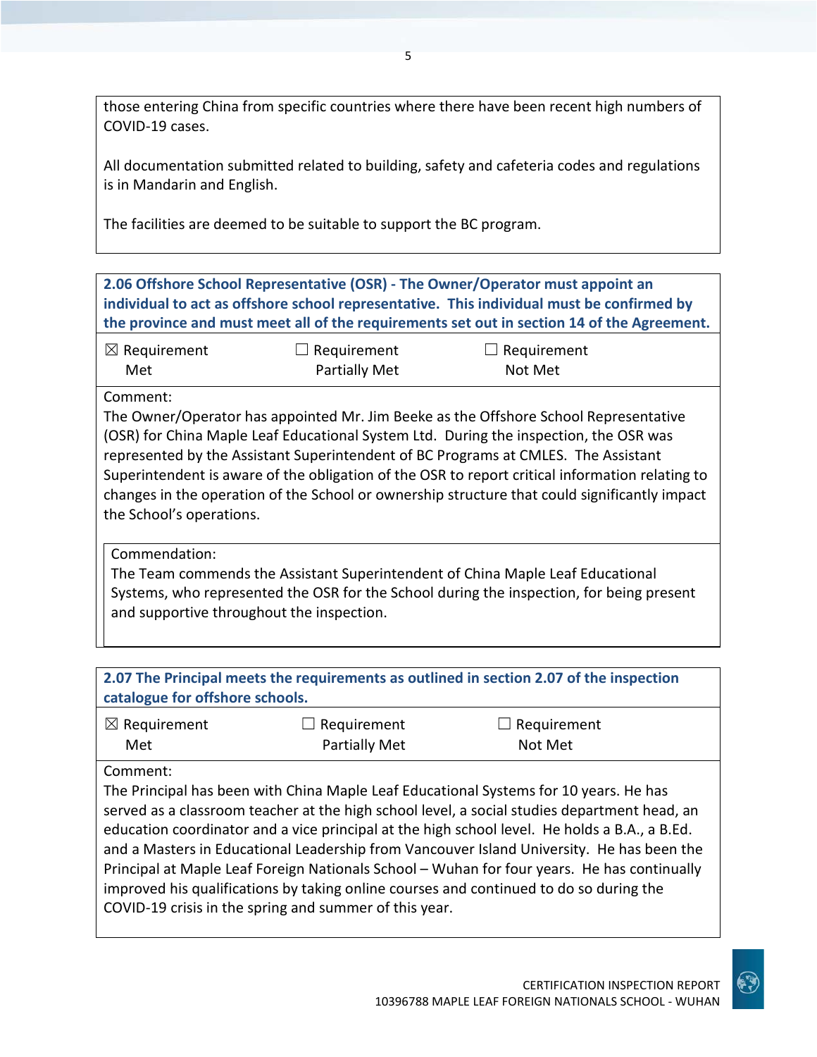those entering China from specific countries where there have been recent high numbers of COVID-19 cases.

All documentation submitted related to building, safety and cafeteria codes and regulations is in Mandarin and English.

The facilities are deemed to be suitable to support the BC program.

**2.06 Offshore School Representative (OSR) - The Owner/Operator must appoint an individual to act as offshore school representative. This individual must be confirmed by the province and must meet all of the requirements set out in section 14 of the Agreement.**

| ☒ Requirement Met | ☐ Requirement Partially Met | ☐ Requirement Not Met |
| --- | --- | --- |

Comment:
The Owner/Operator has appointed Mr. Jim Beeke as the Offshore School Representative (OSR) for China Maple Leaf Educational System Ltd. During the inspection, the OSR was represented by the Assistant Superintendent of BC Programs at CMLES. The Assistant Superintendent is aware of the obligation of the OSR to report critical information relating to changes in the operation of the School or ownership structure that could significantly impact the School's operations.

Commendation:
The Team commends the Assistant Superintendent of China Maple Leaf Educational Systems, who represented the OSR for the School during the inspection, for being present and supportive throughout the inspection.

**2.07 The Principal meets the requirements as outlined in section 2.07 of the inspection catalogue for offshore schools.**

| ☒ Requirement Met | ☐ Requirement Partially Met | ☐ Requirement Not Met |
| --- | --- | --- |

Comment:
The Principal has been with China Maple Leaf Educational Systems for 10 years. He has served as a classroom teacher at the high school level, a social studies department head, an education coordinator and a vice principal at the high school level. He holds a B.A., a B.Ed. and a Masters in Educational Leadership from Vancouver Island University. He has been the Principal at Maple Leaf Foreign Nationals School – Wuhan for four years. He has continually improved his qualifications by taking online courses and continued to do so during the COVID-19 crisis in the spring and summer of this year.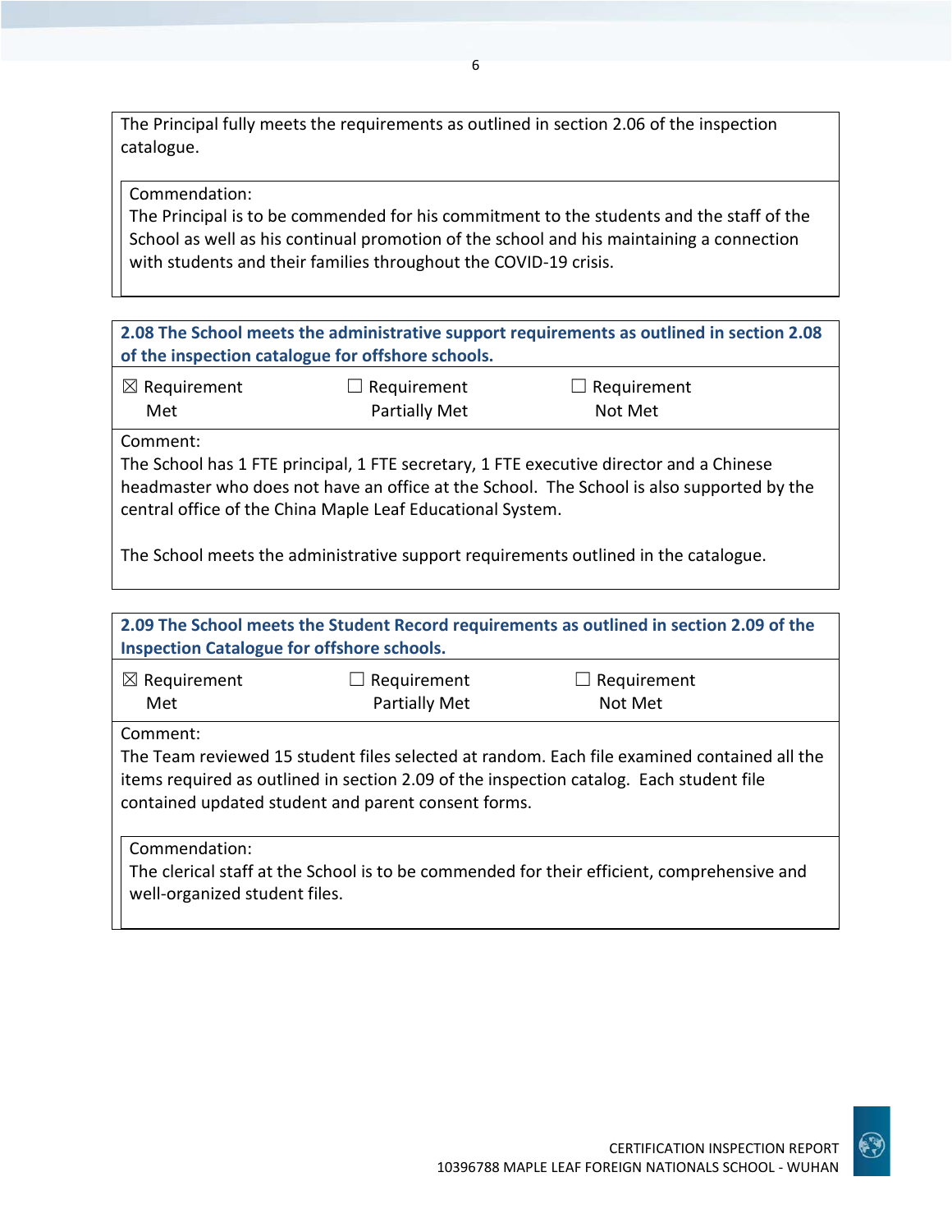The Principal fully meets the requirements as outlined in section 2.06 of the inspection catalogue.

Commendation:
The Principal is to be commended for his commitment to the students and the staff of the School as well as his continual promotion of the school and his maintaining a connection with students and their families throughout the COVID-19 crisis.

**2.08 The School meets the administrative support requirements as outlined in section 2.08 of the inspection catalogue for offshore schools.**

| ☒ Requirement Met | ☐ Requirement Partially Met | ☐ Requirement Not Met |
|---|---|---|

Comment:
The School has 1 FTE principal, 1 FTE secretary, 1 FTE executive director and a Chinese headmaster who does not have an office at the School. The School is also supported by the central office of the China Maple Leaf Educational System.

The School meets the administrative support requirements outlined in the catalogue.

**2.09 The School meets the Student Record requirements as outlined in section 2.09 of the Inspection Catalogue for offshore schools.**

| ☒ Requirement Met | ☐ Requirement Partially Met | ☐ Requirement Not Met |
|---|---|---|

Comment:
The Team reviewed 15 student files selected at random. Each file examined contained all the items required as outlined in section 2.09 of the inspection catalog. Each student file contained updated student and parent consent forms.

Commendation:
The clerical staff at the School is to be commended for their efficient, comprehensive and well-organized student files.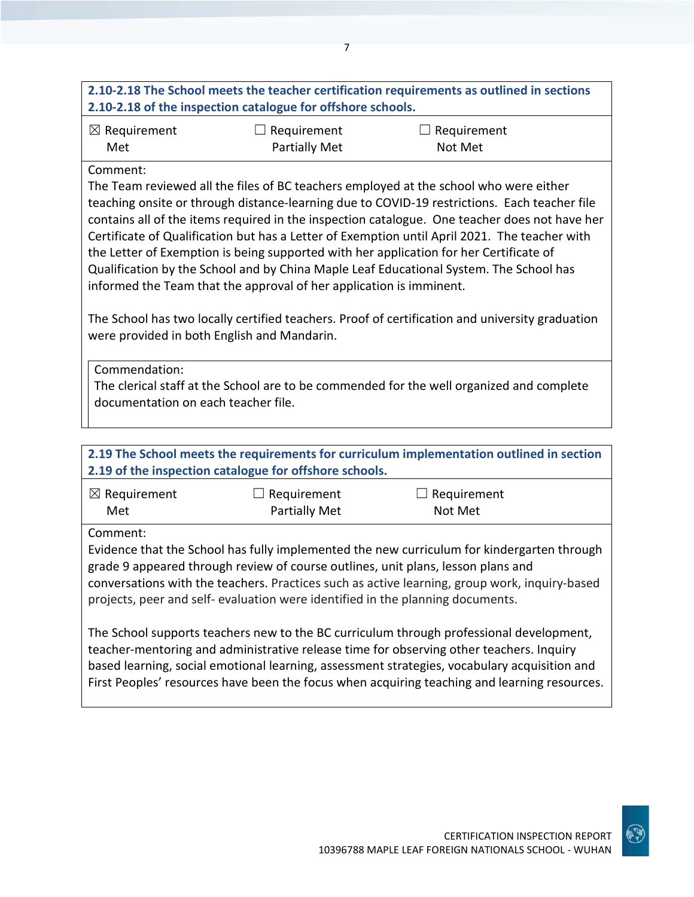**2.10-2.18 The School meets the teacher certification requirements as outlined in sections 2.10-2.18 of the inspection catalogue for offshore schools.**

☒ Requirement Met ☐ Requirement Partially Met ☐ Requirement Not Met

Comment:
The Team reviewed all the files of BC teachers employed at the school who were either teaching onsite or through distance-learning due to COVID-19 restrictions. Each teacher file contains all of the items required in the inspection catalogue. One teacher does not have her Certificate of Qualification but has a Letter of Exemption until April 2021. The teacher with the Letter of Exemption is being supported with her application for her Certificate of Qualification by the School and by China Maple Leaf Educational System. The School has informed the Team that the approval of her application is imminent.

The School has two locally certified teachers. Proof of certification and university graduation were provided in both English and Mandarin.

Commendation:
The clerical staff at the School are to be commended for the well organized and complete documentation on each teacher file.

**2.19 The School meets the requirements for curriculum implementation outlined in section 2.19 of the inspection catalogue for offshore schools.**

☒ Requirement Met ☐ Requirement Partially Met ☐ Requirement Not Met

Comment:
Evidence that the School has fully implemented the new curriculum for kindergarten through grade 9 appeared through review of course outlines, unit plans, lesson plans and conversations with the teachers. Practices such as active learning, group work, inquiry-based projects, peer and self- evaluation were identified in the planning documents.

The School supports teachers new to the BC curriculum through professional development, teacher-mentoring and administrative release time for observing other teachers. Inquiry based learning, social emotional learning, assessment strategies, vocabulary acquisition and First Peoples' resources have been the focus when acquiring teaching and learning resources.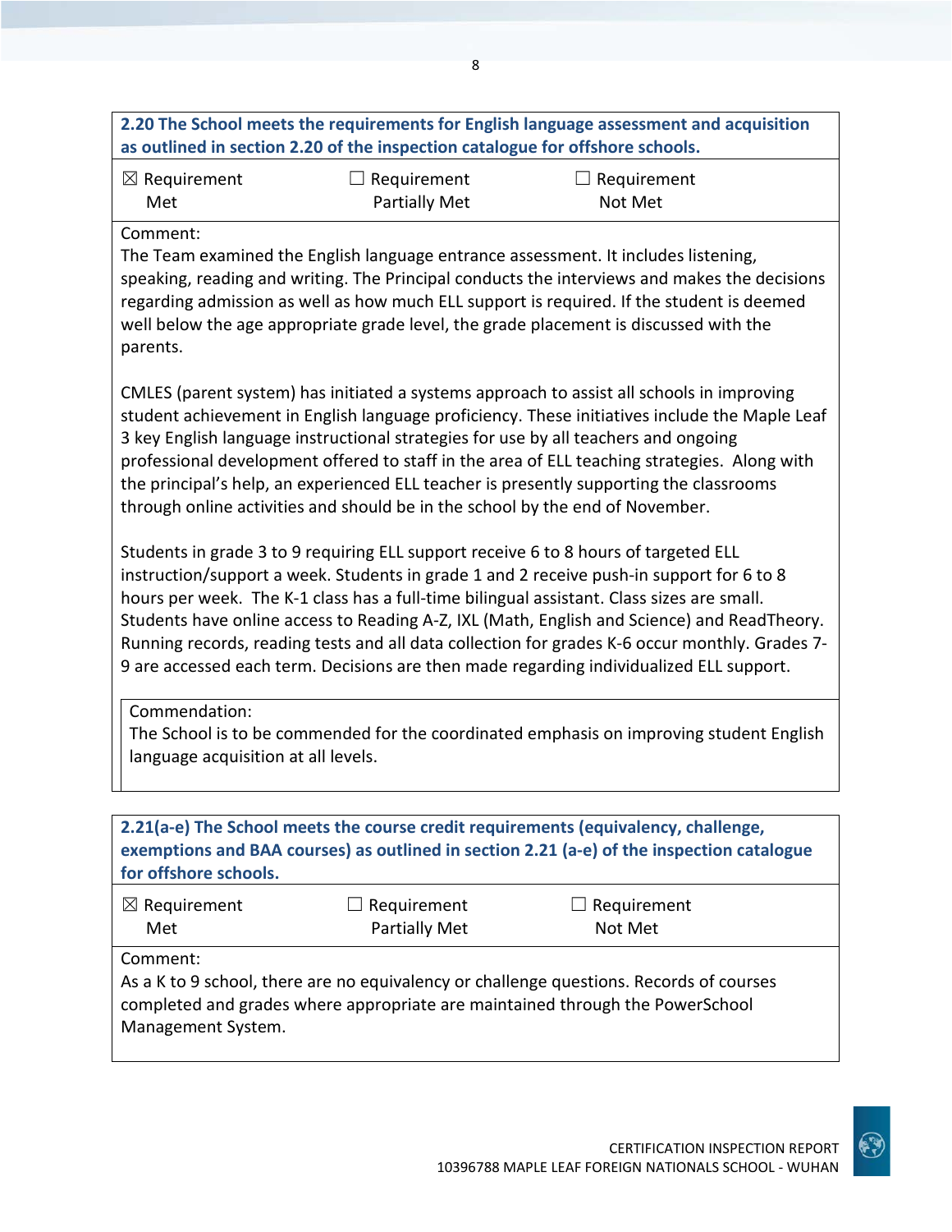**2.20 The School meets the requirements for English language assessment and acquisition as outlined in section 2.20 of the inspection catalogue for offshore schools.**

| ☒ Requirement Met | ☐ Requirement Partially Met | ☐ Requirement Not Met |
|---|---|---|

Comment:

The Team examined the English language entrance assessment. It includes listening, speaking, reading and writing. The Principal conducts the interviews and makes the decisions regarding admission as well as how much ELL support is required. If the student is deemed well below the age appropriate grade level, the grade placement is discussed with the parents.

CMLES (parent system) has initiated a systems approach to assist all schools in improving student achievement in English language proficiency. These initiatives include the Maple Leaf 3 key English language instructional strategies for use by all teachers and ongoing professional development offered to staff in the area of ELL teaching strategies. Along with the principal's help, an experienced ELL teacher is presently supporting the classrooms through online activities and should be in the school by the end of November.

Students in grade 3 to 9 requiring ELL support receive 6 to 8 hours of targeted ELL instruction/support a week. Students in grade 1 and 2 receive push-in support for 6 to 8 hours per week. The K-1 class has a full-time bilingual assistant. Class sizes are small. Students have online access to Reading A-Z, IXL (Math, English and Science) and ReadTheory. Running records, reading tests and all data collection for grades K-6 occur monthly. Grades 7-9 are accessed each term. Decisions are then made regarding individualized ELL support.

Commendation:

The School is to be commended for the coordinated emphasis on improving student English language acquisition at all levels.

**2.21(a-e) The School meets the course credit requirements (equivalency, challenge, exemptions and BAA courses) as outlined in section 2.21 (a-e) of the inspection catalogue for offshore schools.**

| ☒ Requirement Met | ☐ Requirement Partially Met | ☐ Requirement Not Met |
|---|---|---|

Comment:

As a K to 9 school, there are no equivalency or challenge questions. Records of courses completed and grades where appropriate are maintained through the PowerSchool Management System.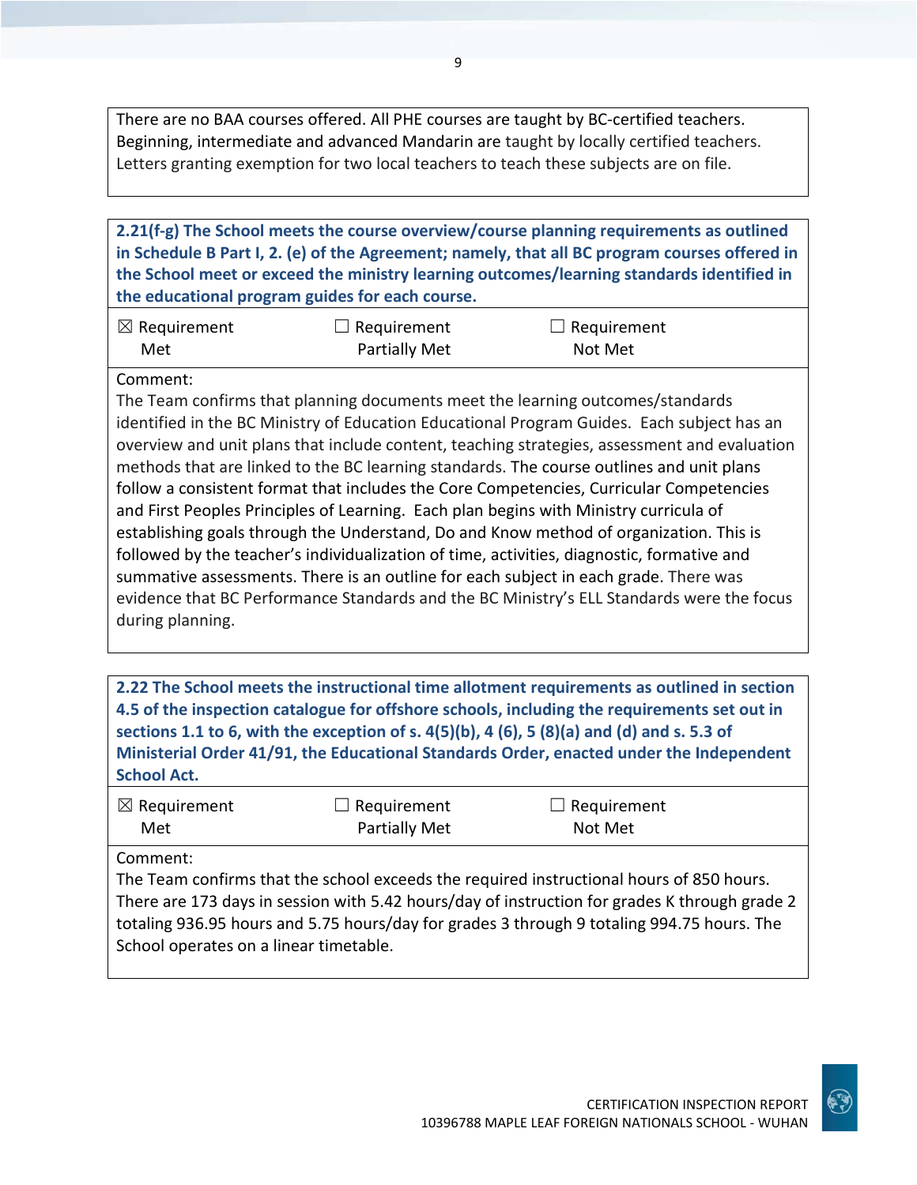There are no BAA courses offered. All PHE courses are taught by BC-certified teachers. Beginning, intermediate and advanced Mandarin are taught by locally certified teachers. Letters granting exemption for two local teachers to teach these subjects are on file.

**2.21(f-g) The School meets the course overview/course planning requirements as outlined in Schedule B Part I, 2. (e) of the Agreement; namely, that all BC program courses offered in the School meet or exceed the ministry learning outcomes/learning standards identified in the educational program guides for each course.**

| ☒ Requirement Met | ☐ Requirement Partially Met | ☐ Requirement Not Met |
|---|---|---|

Comment:
The Team confirms that planning documents meet the learning outcomes/standards identified in the BC Ministry of Education Educational Program Guides. Each subject has an overview and unit plans that include content, teaching strategies, assessment and evaluation methods that are linked to the BC learning standards. The course outlines and unit plans follow a consistent format that includes the Core Competencies, Curricular Competencies and First Peoples Principles of Learning. Each plan begins with Ministry curricula of establishing goals through the Understand, Do and Know method of organization. This is followed by the teacher's individualization of time, activities, diagnostic, formative and summative assessments. There is an outline for each subject in each grade. There was evidence that BC Performance Standards and the BC Ministry's ELL Standards were the focus during planning.

**2.22 The School meets the instructional time allotment requirements as outlined in section 4.5 of the inspection catalogue for offshore schools, including the requirements set out in sections 1.1 to 6, with the exception of s. 4(5)(b), 4 (6), 5 (8)(a) and (d) and s. 5.3 of Ministerial Order 41/91, the Educational Standards Order, enacted under the Independent School Act.**

| ☒ Requirement Met | ☐ Requirement Partially Met | ☐ Requirement Not Met |
|---|---|---|

Comment:
The Team confirms that the school exceeds the required instructional hours of 850 hours. There are 173 days in session with 5.42 hours/day of instruction for grades K through grade 2 totaling 936.95 hours and 5.75 hours/day for grades 3 through 9 totaling 994.75 hours. The School operates on a linear timetable.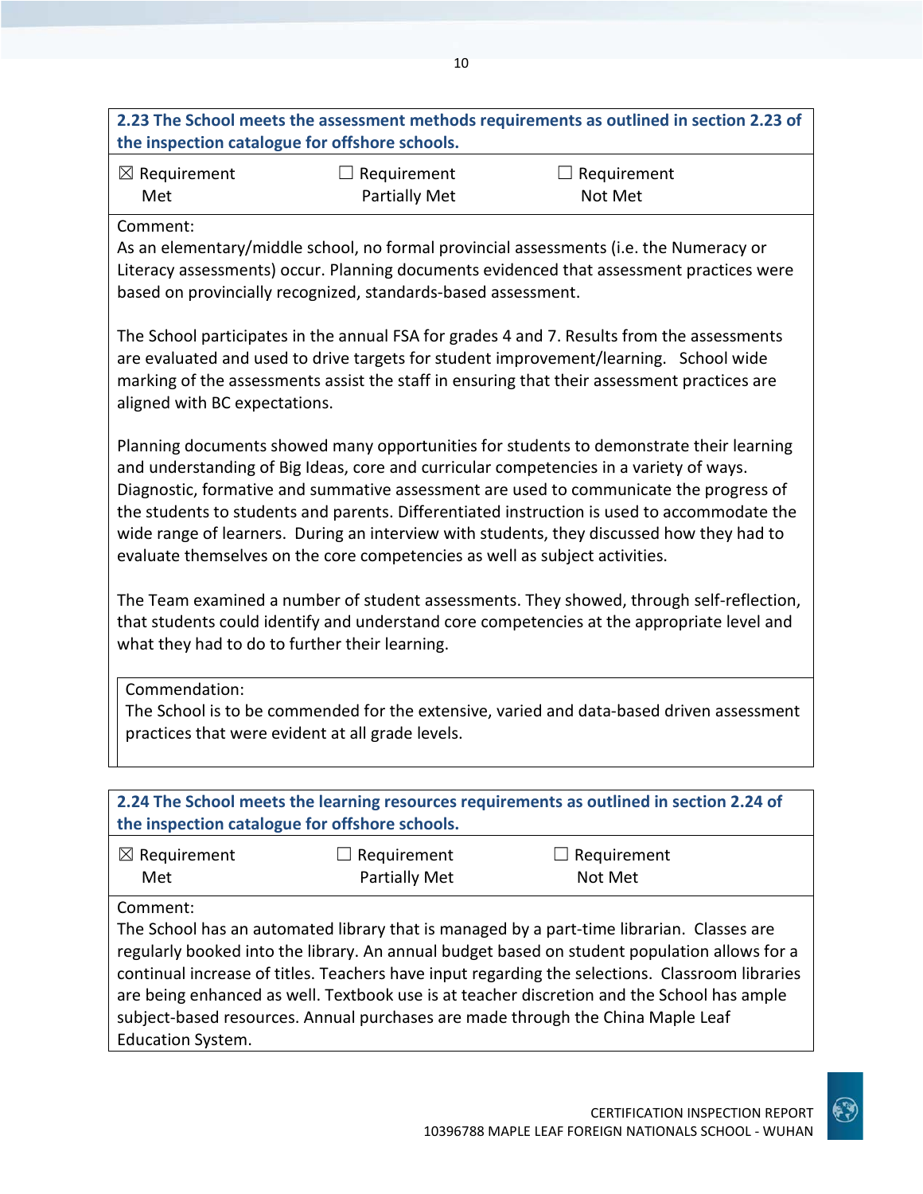**2.23 The School meets the assessment methods requirements as outlined in section 2.23 of the inspection catalogue for offshore schools.**

| ☒ Requirement Met | ☐ Requirement Partially Met | ☐ Requirement Not Met |
|---|---|---|

Comment:

As an elementary/middle school, no formal provincial assessments (i.e. the Numeracy or Literacy assessments) occur. Planning documents evidenced that assessment practices were based on provincially recognized, standards-based assessment.

The School participates in the annual FSA for grades 4 and 7. Results from the assessments are evaluated and used to drive targets for student improvement/learning. School wide marking of the assessments assist the staff in ensuring that their assessment practices are aligned with BC expectations.

Planning documents showed many opportunities for students to demonstrate their learning and understanding of Big Ideas, core and curricular competencies in a variety of ways. Diagnostic, formative and summative assessment are used to communicate the progress of the students to students and parents. Differentiated instruction is used to accommodate the wide range of learners. During an interview with students, they discussed how they had to evaluate themselves on the core competencies as well as subject activities.

The Team examined a number of student assessments. They showed, through self-reflection, that students could identify and understand core competencies at the appropriate level and what they had to do to further their learning.

Commendation:

The School is to be commended for the extensive, varied and data-based driven assessment practices that were evident at all grade levels.

**2.24 The School meets the learning resources requirements as outlined in section 2.24 of the inspection catalogue for offshore schools.**

| ☒ Requirement Met | ☐ Requirement Partially Met | ☐ Requirement Not Met |
|---|---|---|

Comment:

The School has an automated library that is managed by a part-time librarian. Classes are regularly booked into the library. An annual budget based on student population allows for a continual increase of titles. Teachers have input regarding the selections. Classroom libraries are being enhanced as well. Textbook use is at teacher discretion and the School has ample subject-based resources. Annual purchases are made through the China Maple Leaf Education System.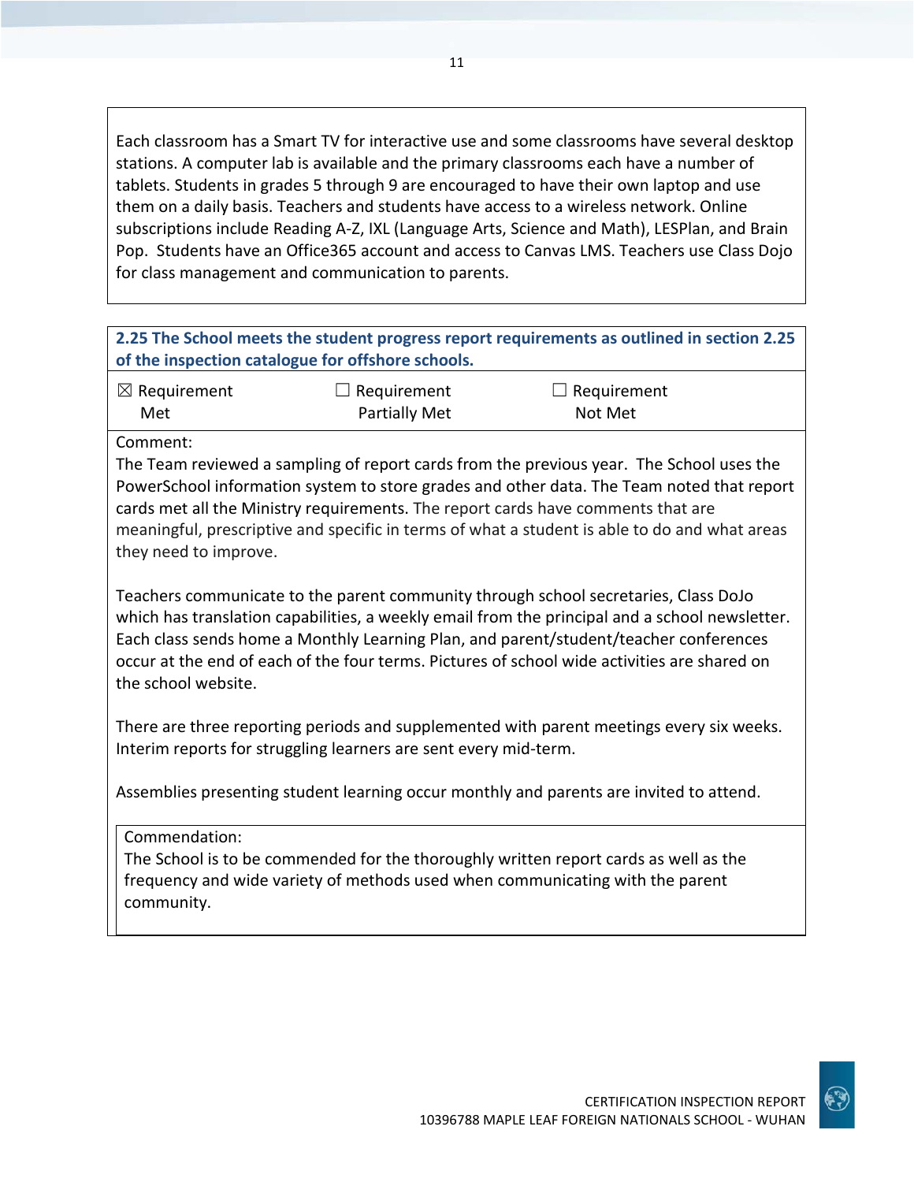Each classroom has a Smart TV for interactive use and some classrooms have several desktop stations. A computer lab is available and the primary classrooms each have a number of tablets. Students in grades 5 through 9 are encouraged to have their own laptop and use them on a daily basis. Teachers and students have access to a wireless network. Online subscriptions include Reading A-Z, IXL (Language Arts, Science and Math), LESPlan, and Brain Pop. Students have an Office365 account and access to Canvas LMS. Teachers use Class Dojo for class management and communication to parents.

**2.25 The School meets the student progress report requirements as outlined in section 2.25 of the inspection catalogue for offshore schools.**

| ☒ Requirement Met | ☐ Requirement Partially Met | ☐ Requirement Not Met |
|---|---|---|

Comment:

The Team reviewed a sampling of report cards from the previous year. The School uses the PowerSchool information system to store grades and other data. The Team noted that report cards met all the Ministry requirements. The report cards have comments that are meaningful, prescriptive and specific in terms of what a student is able to do and what areas they need to improve.

Teachers communicate to the parent community through school secretaries, Class DoJo which has translation capabilities, a weekly email from the principal and a school newsletter. Each class sends home a Monthly Learning Plan, and parent/student/teacher conferences occur at the end of each of the four terms. Pictures of school wide activities are shared on the school website.

There are three reporting periods and supplemented with parent meetings every six weeks. Interim reports for struggling learners are sent every mid-term.

Assemblies presenting student learning occur monthly and parents are invited to attend.

Commendation:

The School is to be commended for the thoroughly written report cards as well as the frequency and wide variety of methods used when communicating with the parent community.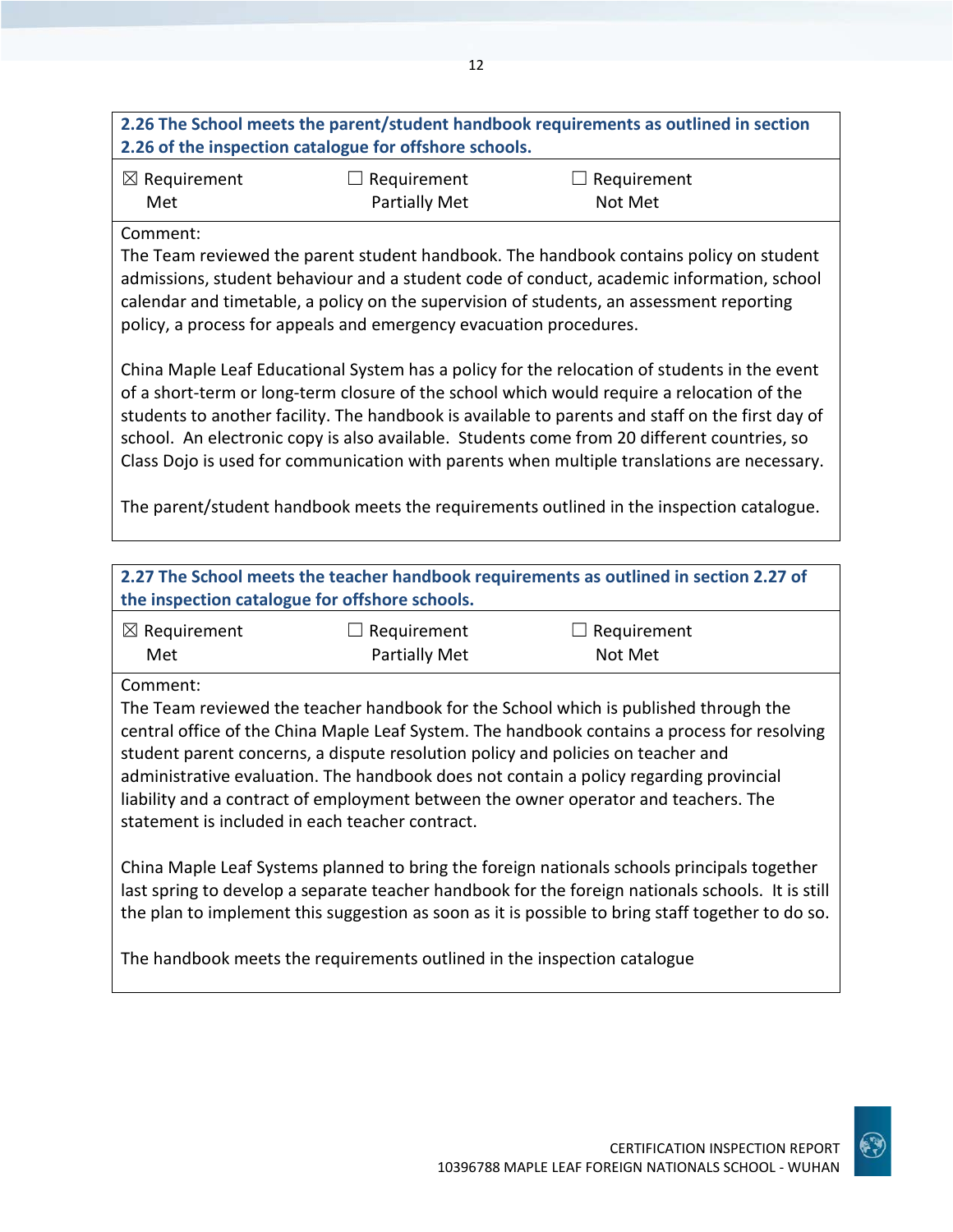**2.26 The School meets the parent/student handbook requirements as outlined in section 2.26 of the inspection catalogue for offshore schools.**

| ☒ Requirement Met | ☐ Requirement Partially Met | ☐ Requirement Not Met |
|---|---|---|

Comment:

The Team reviewed the parent student handbook. The handbook contains policy on student admissions, student behaviour and a student code of conduct, academic information, school calendar and timetable, a policy on the supervision of students, an assessment reporting policy, a process for appeals and emergency evacuation procedures.

China Maple Leaf Educational System has a policy for the relocation of students in the event of a short-term or long-term closure of the school which would require a relocation of the students to another facility. The handbook is available to parents and staff on the first day of school. An electronic copy is also available. Students come from 20 different countries, so Class Dojo is used for communication with parents when multiple translations are necessary.

The parent/student handbook meets the requirements outlined in the inspection catalogue.

**2.27 The School meets the teacher handbook requirements as outlined in section 2.27 of the inspection catalogue for offshore schools.**

| ☒ Requirement Met | ☐ Requirement Partially Met | ☐ Requirement Not Met |
|---|---|---|

Comment:

The Team reviewed the teacher handbook for the School which is published through the central office of the China Maple Leaf System. The handbook contains a process for resolving student parent concerns, a dispute resolution policy and policies on teacher and administrative evaluation. The handbook does not contain a policy regarding provincial liability and a contract of employment between the owner operator and teachers. The statement is included in each teacher contract.

China Maple Leaf Systems planned to bring the foreign nationals schools principals together last spring to develop a separate teacher handbook for the foreign nationals schools. It is still the plan to implement this suggestion as soon as it is possible to bring staff together to do so.

The handbook meets the requirements outlined in the inspection catalogue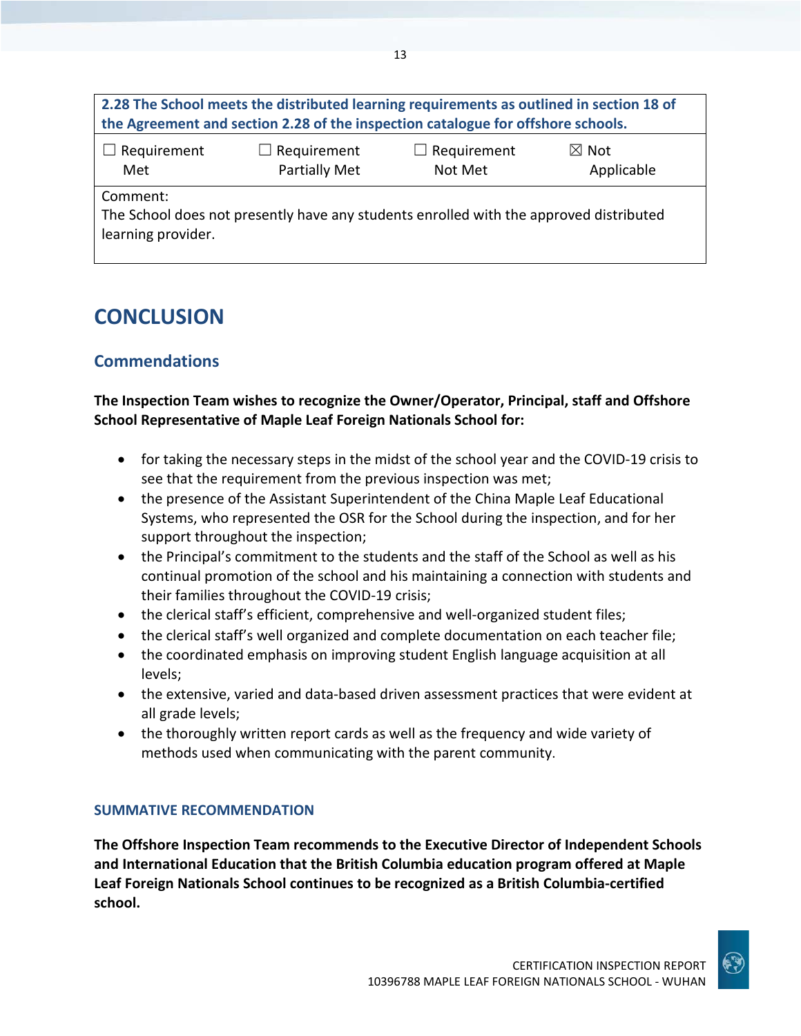| 2.28 The School meets the distributed learning requirements as outlined in section 18 of the Agreement and section 2.28 of the inspection catalogue for offshore schools. | | | |
|---|---|---|---|
| ☐ Requirement Met | ☐ Requirement Partially Met | ☐ Requirement Not Met | ☒ Not Applicable |
| Comment:<br>The School does not presently have any students enrolled with the approved distributed learning provider. | | | |

# CONCLUSION

## Commendations

**The Inspection Team wishes to recognize the Owner/Operator, Principal, staff and Offshore School Representative of Maple Leaf Foreign Nationals School for:**

- for taking the necessary steps in the midst of the school year and the COVID-19 crisis to see that the requirement from the previous inspection was met;
- the presence of the Assistant Superintendent of the China Maple Leaf Educational Systems, who represented the OSR for the School during the inspection, and for her support throughout the inspection;
- the Principal's commitment to the students and the staff of the School as well as his continual promotion of the school and his maintaining a connection with students and their families throughout the COVID-19 crisis;
- the clerical staff's efficient, comprehensive and well-organized student files;
- the clerical staff's well organized and complete documentation on each teacher file;
- the coordinated emphasis on improving student English language acquisition at all levels;
- the extensive, varied and data-based driven assessment practices that were evident at all grade levels;
- the thoroughly written report cards as well as the frequency and wide variety of methods used when communicating with the parent community.

### SUMMATIVE RECOMMENDATION

**The Offshore Inspection Team recommends to the Executive Director of Independent Schools and International Education that the British Columbia education program offered at Maple Leaf Foreign Nationals School continues to be recognized as a British Columbia-certified school.**